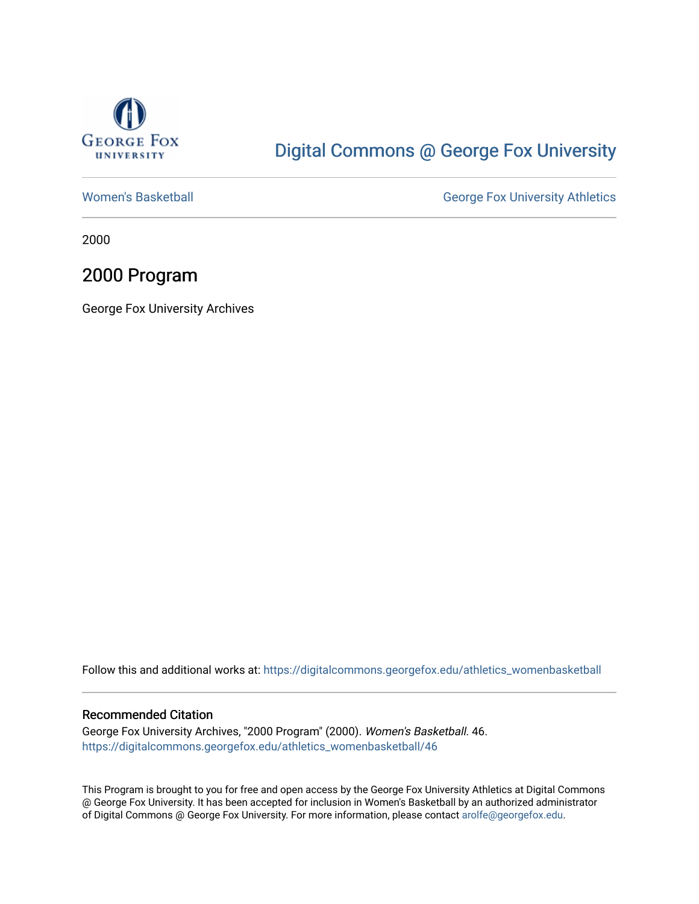George Fox University

# Digital Commons @ George Fox University

Women's Basketball

George Fox University Athletics

2000

## 2000 Program

George Fox University Archives

Follow this and additional works at: https://digitalcommons.georgefox.edu/athletics_womenbasketball

### Recommended Citation

George Fox University Archives, "2000 Program" (2000). *Women's Basketball*. 46.
https://digitalcommons.georgefox.edu/athletics_womenbasketball/46

This Program is brought to you for free and open access by the George Fox University Athletics at Digital Commons @ George Fox University. It has been accepted for inclusion in Women's Basketball by an authorized administrator of Digital Commons @ George Fox University. For more information, please contact arolfe@georgefox.edu.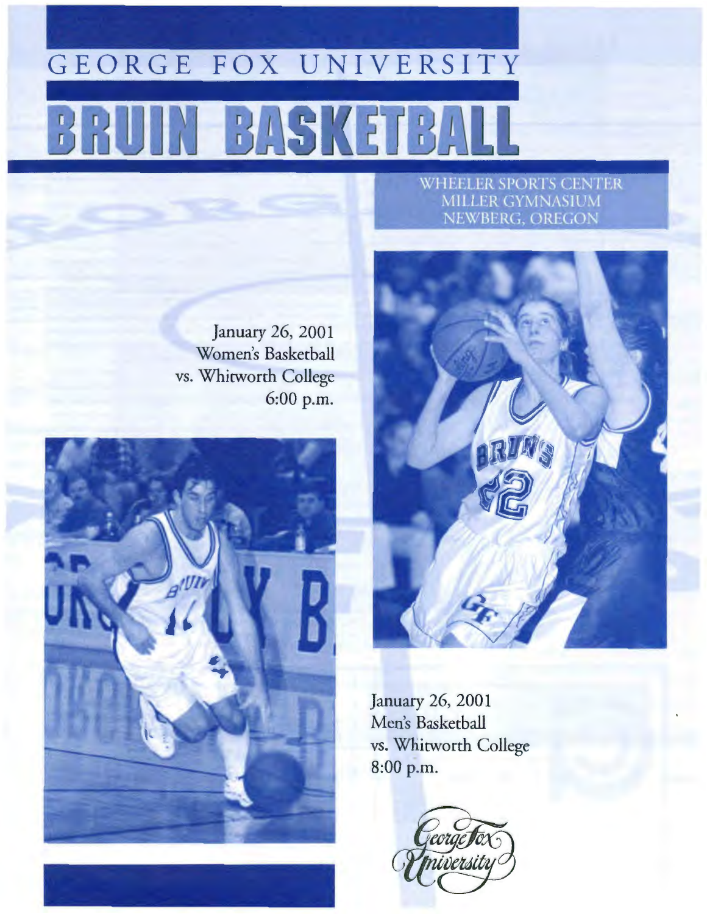# GEORGE FOX UNIVERSITY

# BRUIN BASKETBALL

WHEELER SPORTS CENTER
MILLER GYMNASIUM
NEWBERG, OREGON

January 26, 2001
Women's Basketball
vs. Whitworth College
6:00 p.m.

January 26, 2001
Men's Basketball
vs. Whitworth College
8:00 p.m.

George Fox University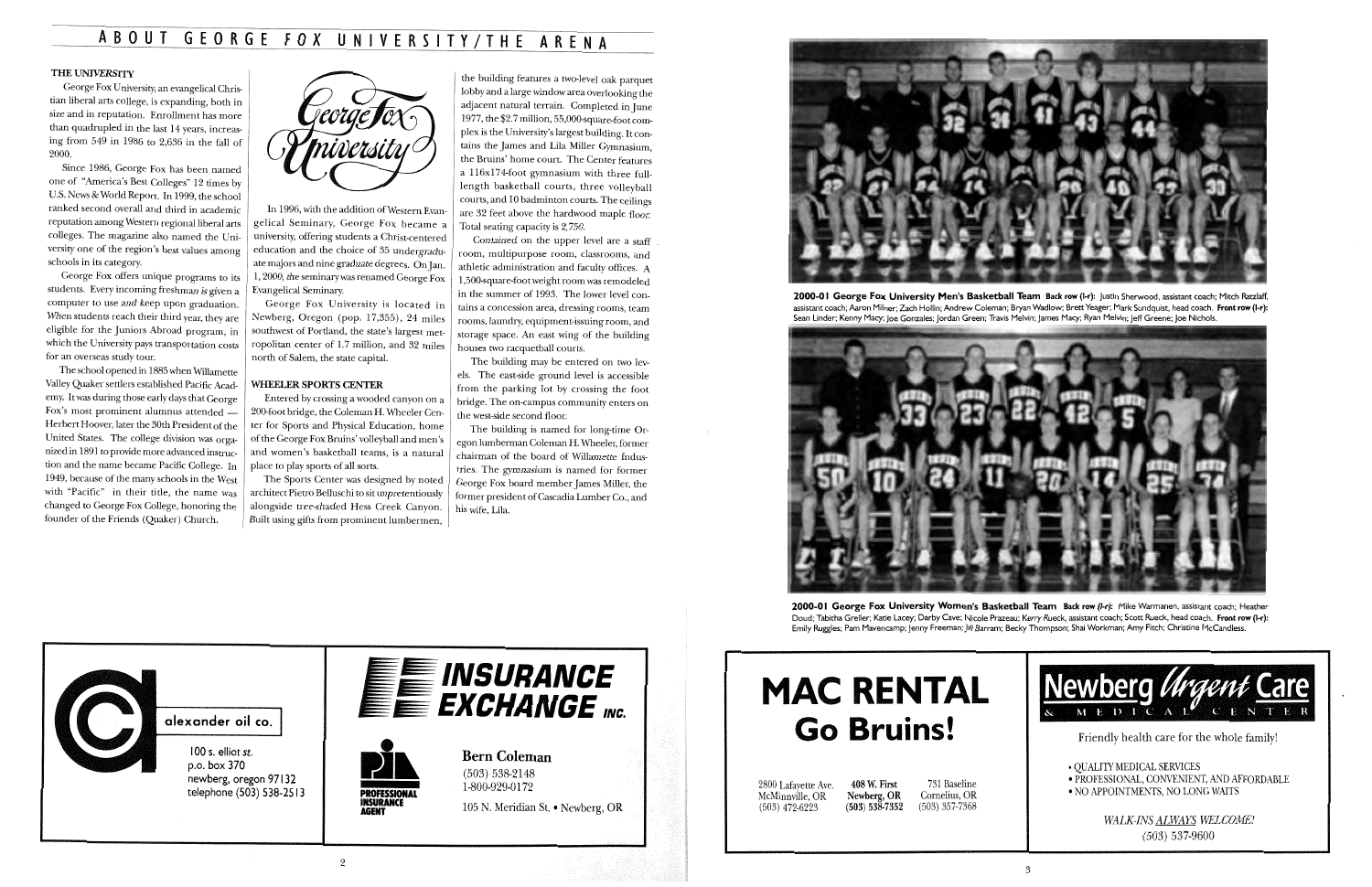# ABOUT GEORGE FOX UNIVERSITY/THE ARENA

## THE UNIVERSITY

George Fox University, an evangelical Christian liberal arts college, is expanding, both in size and in reputation. Enrollment has more than quadrupled in the last 14 years, increasing from 549 in 1986 to 2,636 in the fall of 2000.

Since 1986, George Fox has been named one of "America's Best Colleges" 12 times by U.S. News & World Report. In 1999, the school ranked second overall and third in academic reputation among Western regional liberal arts colleges. The magazine also named the University one of the region's best values among schools in its category.

George Fox offers unique programs to its students. Every incoming freshman is given a computer to use and keep upon graduation. When students reach their third year, they are eligible for the Juniors Abroad program, in which the University pays transportation costs for an overseas study tour.

The school opened in 1885 when Willamette Valley Quaker settlers established Pacific Academy. It was during those early days that George Fox's most prominent alumnus attended — Herbert Hoover, later the 30th President of the United States. The college division was organized in 1891 to provide more advanced instruction and the name became Pacific College. In 1949, because of the many schools in the West with "Pacific" in their title, the name was changed to George Fox College, honoring the founder of the Friends (Quaker) Church.

George Fox University

In 1996, with the addition of Western Evangelical Seminary, George Fox became a university, offering students a Christ-centered education and the choice of 35 undergraduate majors and nine graduate degrees. On Jan. 1, 2000, the seminary was renamed George Fox Evangelical Seminary.

George Fox University is located in Newberg, Oregon (pop. 17,355), 24 miles southwest of Portland, the state's largest metropolitan center of 1.7 million, and 32 miles north of Salem, the state capital.

## WHEELER SPORTS CENTER

Entered by crossing a wooded canyon on a 200-foot bridge, the Coleman H. Wheeler Center for Sports and Physical Education, home of the George Fox Bruins' volleyball and men's and women's basketball teams, is a natural place to play sports of all sorts.

The Sports Center was designed by noted architect Pietro Belluschi to sit unpretentiously alongside tree-shaded Hess Creek Canyon. Built using gifts from prominent lumbermen, the building features a two-level oak parquet lobby and a large window area overlooking the adjacent natural terrain. Completed in June 1977, the $2.7 million, 55,000-square-foot complex is the University's largest building. It contains the James and Lila Miller Gymnasium, the Bruins' home court. The Center features a 116x174-foot gymnasium with three full-length basketball courts, three volleyball courts, and 10 badminton courts. The ceilings are 32 feet above the hardwood maple floor. Total seating capacity is 2,750.

Contained on the upper level are a staff room, multipurpose room, classrooms, and athletic administration and faculty offices. A 1,500-square-foot weight room was remodeled in the summer of 1993. The lower level contains a concession area, dressing rooms, team rooms, laundry, equipment-issuing room, and storage space. An east wing of the building houses two racquetball courts.

The building may be entered on two levels. The east-side ground level is accessible from the parking lot by crossing the foot bridge. The on-campus community enters on the west-side second floor.

The building is named for long-time Oregon lumberman Coleman H. Wheeler, former chairman of the board of Willamette Industries. The gymnasium is named for former George Fox board member James Miller, the former president of Cascadia Lumber Co., and his wife, Lila.

---

alexander oil co.
100 s. elliot st.
p.o. box 370
newberg, oregon 97132
telephone (503) 538-2513

---

INSURANCE EXCHANGE INC.

PROFESSIONAL INSURANCE AGENT

**Bern Coleman**
(503) 538-2148
1-800-929-0172
105 N. Meridian St. • Newberg, OR

---

**2000-01 George Fox University Men's Basketball Team** Back row (l-r): Justin Sherwood, assistant coach; Mitch Ratzlaff, assistant coach; Aaron Milner; Zach Hollin; Andrew Coleman; Bryan Wadlow; Brett Yeager; Mark Sundquist, head coach. Front row (l-r): Sean Linder; Kenny Macy; Joe Gonzales; Jordan Green; Travis Melvin; James Macy; Ryan Melvin; Jeff Greene; Joe Nichols.

**2000-01 George Fox University Women's Basketball Team** Back row (l-r): Mike Warmanen, assistant coach; Heather Doud; Tabitha Greller; Katie Lacey; Darby Cave; Nicole Prazeau; Kerry Rueck, assistant coach; Scott Rueck, head coach. Front row (l-r): Emily Ruggles; Pam Mavencamp; Jenny Freeman; Jill Barram; Becky Thompson; Shai Workman; Amy Fitch; Christine McCandless.

---

**MAC RENTAL**
**Go Bruins!**

2800 Lafayette Ave.
McMinnville, OR
(503) 472-6223

**408 W. First**
**Newberg, OR**
**(503) 538-7352**

731 Baseline
Cornelius, OR
(503) 357-7368

---

**Newberg Urgent Care & Medical Center**

Friendly health care for the whole family!

- QUALITY MEDICAL SERVICES
- PROFESSIONAL, CONVENIENT, AND AFFORDABLE
- NO APPOINTMENTS, NO LONG WAITS

*WALK-INS ALWAYS WELCOME!*
(503) 537-9600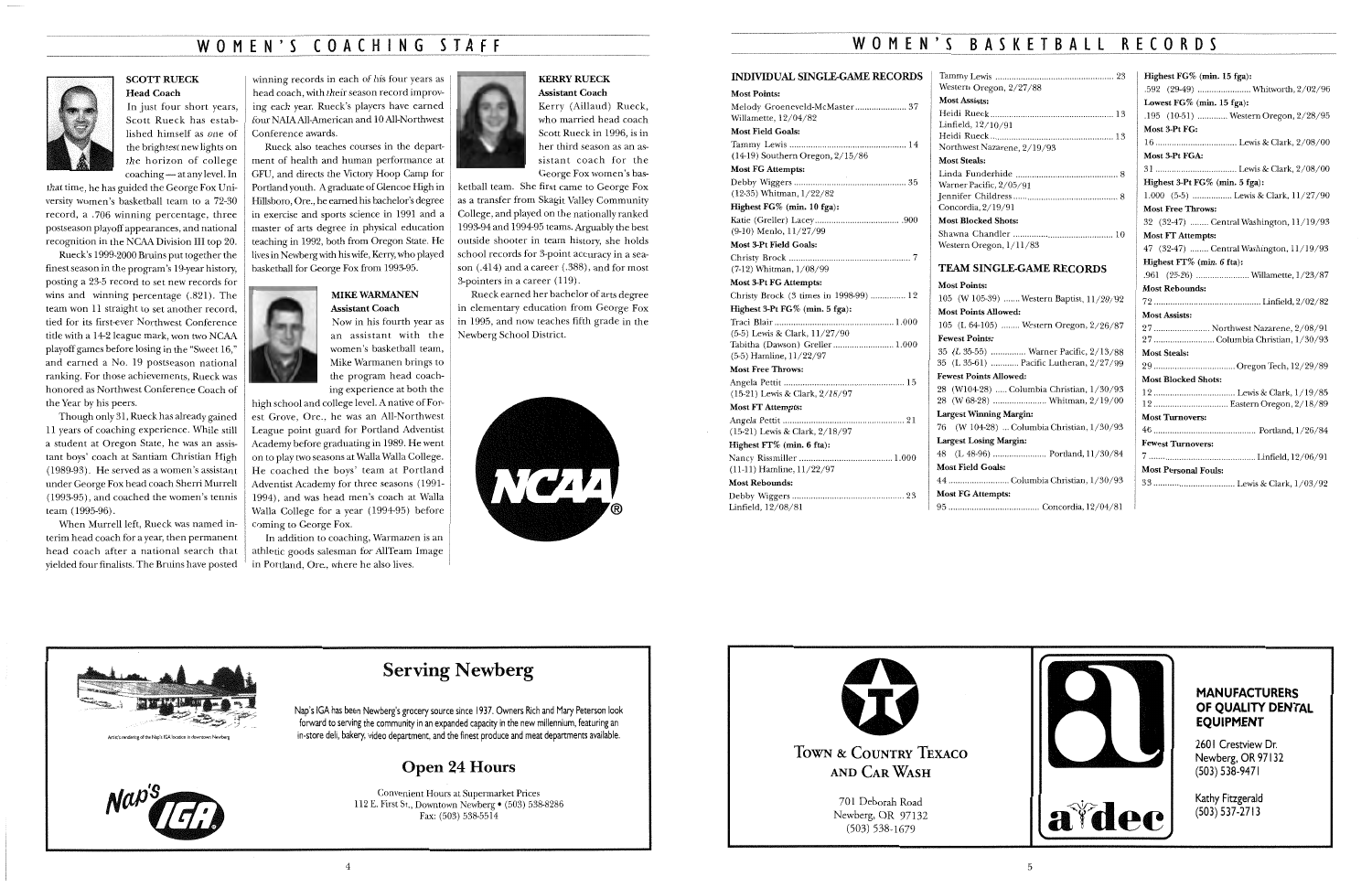# WOMEN'S COACHING STAFF

### SCOTT RUECK
**Head Coach**

In just four short years, Scott Rueck has established himself as one of the brightest new lights on the horizon of college coaching — at any level. In that time, he has guided the George Fox University women's basketball team to a 72-30 record, a .706 winning percentage, three postseason playoff appearances, and national recognition in the NCAA Division III top 20.

Rueck's 1999-2000 Bruins put together the finest season in the program's 19-year history, posting a 23-5 record to set new records for wins and winning percentage (.821). The team won 11 straight to set another record, tied for its first-ever Northwest Conference title with a 14-2 league mark, won two NCAA playoff games before losing in the "Sweet 16," and earned a No. 19 postseason national ranking. For those achievements, Rueck was honored as Northwest Conference Coach of the Year by his peers.

Though only 31, Rueck has already gained 11 years of coaching experience. While still a student at Oregon State, he was an assistant boys' coach at Santiam Christian High (1989-93). He served as a women's assistant under George Fox head coach Sherri Murrell (1993-95), and coached the women's tennis team (1995-96).

When Murrell left, Rueck was named interim head coach for a year, then permanent head coach after a national search that yielded four finalists. The Bruins have posted winning records in each of his four years as head coach, with their season record improving each year. Rueck's players have earned four NAIA All-American and 10 All-Northwest Conference awards.

Rueck also teaches courses in the department of health and human performance at GFU, and directs the Victory Hoop Camp for Portland youth. A graduate of Glencoe High in Hillsboro, Ore., he earned his bachelor's degree in exercise and sports science in 1991 and a master of arts degree in physical education teaching in 1992, both from Oregon State. He lives in Newberg with his wife, Kerry, who played basketball for George Fox from 1993-95.

### MIKE WARMANEN
**Assistant Coach**

Now in his fourth year as an assistant with the women's basketball team, Mike Warmanen brings to the program head coaching experience at both the high school and college level. A native of Forest Grove, Ore., he was an All-Northwest League point guard for Portland Adventist Academy before graduating in 1989. He went on to play two seasons at Walla Walla College. He coached the boys' team at Portland Adventist Academy for three seasons (1991-1994), and was head men's coach at Walla Walla College for a year (1994-95) before coming to George Fox.

In addition to coaching, Warmanen is an athletic goods salesman for AllTeam Image in Portland, Ore., where he also lives.

### KERRY RUECK
**Assistant Coach**

Kerry (Aillaud) Rueck, who married head coach Scott Rueck in 1996, is in her third season as an assistant coach for the George Fox women's basketball team. She first came to George Fox as a transfer from Skagit Valley Community College, and played on the nationally ranked 1993-94 and 1994-95 teams. Arguably the best outside shooter in team history, she holds school records for 3-point accuracy in a season (.414) and a career (.388), and for most 3-pointers in a career (119).

Rueck earned her bachelor of arts degree in elementary education from George Fox in 1995, and now teaches fifth grade in the Newberg School District.

## Serving Newberg

*Artist's rendering of the Nap's IGA location in downtown Newberg*

Nap's IGA has been Newberg's grocery source since 1937. Owners Rich and Mary Peterson look forward to serving the community in an expanded capacity in the new millennium, featuring an in-store deli, bakery, video department, and the finest produce and meat departments available.

Nap's IGA

### Open 24 Hours

Convenient Hours at Supermarket Prices
112 E. First St., Downtown Newberg • (503) 538-8286
Fax: (503) 538-5514

# WOMEN'S BASKETBALL RECORDS

### INDIVIDUAL SINGLE-GAME RECORDS

**Most Points:**
Melody Groeneveld-McMaster ..... 37
Willamette, 12/04/82

**Most Field Goals:**
Tammy Lewis ..... 14
(14-19) Southern Oregon, 2/15/86

**Most FG Attempts:**
Debby Wiggers ..... 35
(12-35) Whitman, 1/22/82

**Highest FG% (min. 10 fga):**
Katie (Greller) Lacey ..... .900
(9-10) Menlo, 11/27/99

**Most 3-Pt Field Goals:**
Christy Brock ..... 7
(7-12) Whitman, 1/08/99

**Most 3-Pt FG Attempts:**
Christy Brock (3 times in 1998-99) ..... 12

**Highest 3-Pt FG% (min. 5 fga):**
Traci Blair ..... 1.000
(5-5) Lewis & Clark, 11/27/90
Tabitha (Dawson) Greller ..... 1.000
(5-5) Hamline, 11/22/97

**Most Free Throws:**
Angela Pettit ..... 15
(15-21) Lewis & Clark, 2/18/97

**Most FT Attempts:**
Angela Pettit ..... 21
(15-21) Lewis & Clark, 2/18/97

**Highest FT% (min. 6 fta):**
Nancy Rissmiller ..... 1.000
(11-11) Hamline, 11/22/97

**Most Rebounds:**
Debby Wiggers ..... 23
Linfield, 12/08/81
Tammy Lewis ..... 23
Western Oregon, 2/27/88

**Most Assists:**
Heidi Rueck ..... 13
Linfield, 12/10/91
Heidi Rueck ..... 13
Northwest Nazarene, 2/19/93

**Most Steals:**
Linda Funderhide ..... 8
Warner Pacific, 2/05/91
Jennifer Childress ..... 8
Concordia, 2/19/91

**Most Blocked Shots:**
Shawna Chandler ..... 10
Western Oregon, 1/11/83

### TEAM SINGLE-GAME RECORDS

**Most Points:**
105 (W 105-39) ..... Western Baptist, 11/29/92

**Most Points Allowed:**
105 (L 64-105) ..... Western Oregon, 2/26/87

**Fewest Points:**
35 (L 35-55) ..... Warner Pacific, 2/13/88
35 (L 35-61) ..... Pacific Lutheran, 2/27/99

**Fewest Points Allowed:**
28 (W104-28) ..... Columbia Christian, 1/30/93
28 (W 68-28) ..... Whitman, 2/19/00

**Largest Winning Margin:**
76 (W 104-28) ... Columbia Christian, 1/30/93

**Largest Losing Margin:**
48 (L 48-96) ..... Portland, 11/30/84

**Most Field Goals:**
44 ..... Columbia Christian, 1/30/93

**Most FG Attempts:**
95 ..... Concordia, 12/04/81

**Highest FG% (min. 15 fga):**
.592 (29-49) ..... Whitworth, 2/02/96

**Lowest FG% (min. 15 fga):**
.195 (10-51) ..... Western Oregon, 2/28/95

**Most 3-Pt FG:**
16 ..... Lewis & Clark, 2/08/00

**Most 3-Pt FGA:**
31 ..... Lewis & Clark, 2/08/00

**Highest 3-Pt FG% (min. 5 fga):**
1.000 (5-5) ..... Lewis & Clark, 11/27/90

**Most Free Throws:**
32 (32-47) ..... Central Washington, 11/19/93

**Most FT Attempts:**
47 (32-47) ..... Central Washington, 11/19/93

**Highest FT% (min. 6 fta):**
.961 (25-26) ..... Willamette, 1/23/87

**Most Rebounds:**
72 ..... Linfield, 2/02/82

**Most Assists:**
27 ..... Northwest Nazarene, 2/08/91
27 ..... Columbia Christian, 1/30/93

**Most Steals:**
29 ..... Oregon Tech, 12/29/89

**Most Blocked Shots:**
12 ..... Lewis & Clark, 1/19/85
12 ..... Eastern Oregon, 2/18/89

**Most Turnovers:**
46 ..... Portland, 1/26/84

**Fewest Turnovers:**
7 ..... Linfield, 12/06/91

**Most Personal Fouls:**
33 ..... Lewis & Clark, 1/03/92

---

Town & Country Texaco
and Car Wash

701 Deborah Road
Newberg, OR 97132
(503) 538-1679

---

a-dec

**MANUFACTURERS OF QUALITY DENTAL EQUIPMENT**

2601 Crestview Dr.
Newberg, OR 97132
(503) 538-9471

Kathy Fitzgerald
(503) 537-2713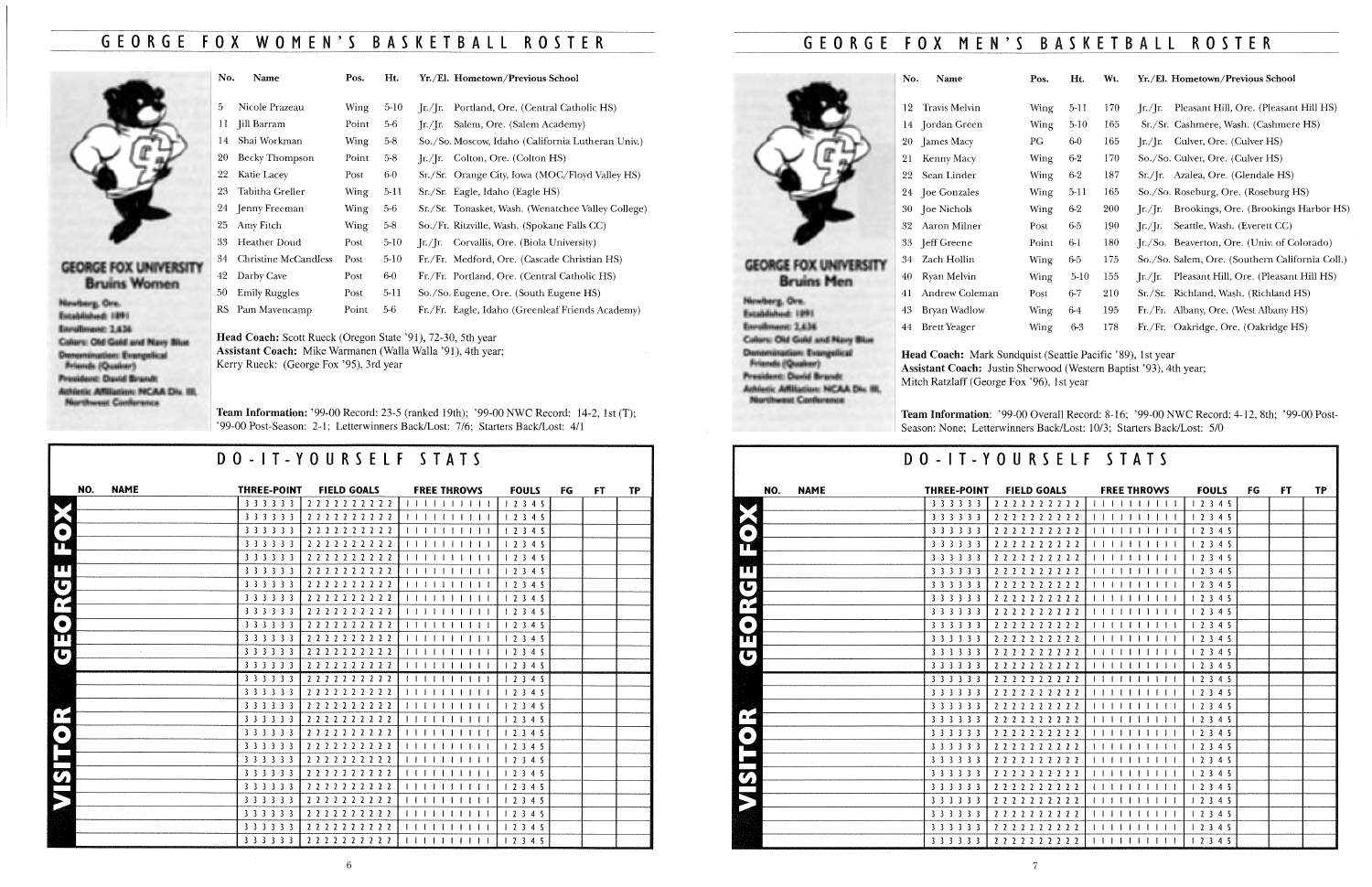# GEORGE FOX WOMEN'S BASKETBALL ROSTER

**GEORGE FOX UNIVERSITY**
**Bruins Women**

Newberg, Ore.
Established: 1891
Enrollment: 2,636
Colors: Old Gold and Navy Blue
Denomination: Evangelical Friends (Quaker)
President: David Brandt
Athletic Affiliation: NCAA Div. III, Northwest Conference

| No. | Name | Pos. | Ht. | Yr./El. | Hometown/Previous School |
|---|---|---|---|---|---|
| 5 | Nicole Prazeau | Wing | 5-10 | Jr./Jr. | Portland, Ore. (Central Catholic HS) |
| 11 | Jill Barram | Point | 5-6 | Jr./Jr. | Salem, Ore. (Salem Academy) |
| 14 | Shai Workman | Wing | 5-8 | So./So. | Moscow, Idaho (California Lutheran Univ.) |
| 20 | Becky Thompson | Point | 5-8 | Jr./Jr. | Colton, Ore. (Colton HS) |
| 22 | Katie Lacey | Post | 6-0 | Sr./Sr. | Orange City, Iowa (MOC/Floyd Valley HS) |
| 23 | Tabitha Greller | Wing | 5-11 | Sr./Sr. | Eagle, Idaho (Eagle HS) |
| 24 | Jenny Freeman | Wing | 5-6 | Sr./Sr. | Tonasket, Wash. (Wenatchee Valley College) |
| 25 | Amy Fitch | Wing | 5-8 | So./Fr. | Ritzville, Wash. (Spokane Falls CC) |
| 33 | Heather Doud | Post | 5-10 | Jr./Jr. | Corvallis, Ore. (Biola University) |
| 34 | Christine McCandless | Post | 5-10 | Fr./Fr. | Medford, Ore. (Cascade Christian HS) |
| 42 | Darby Cave | Post | 6-0 | Fr./Fr. | Portland, Ore. (Central Catholic HS) |
| 50 | Emily Ruggles | Post | 5-11 | So./So. | Eugene, Ore. (South Eugene HS) |
| RS | Pam Mavencamp | Point | 5-6 | Fr./Fr. | Eagle, Idaho (Greenleaf Friends Academy) |

**Head Coach:** Scott Rueck (Oregon State '91), 72-30, 5th year
**Assistant Coach:** Mike Warmanen (Walla Walla '91), 4th year;
Kerry Rueck: (George Fox '95), 3rd year

**Team Information:** '99-00 Record: 23-5 (ranked 19th); '99-00 NWC Record: 14-2, 1st (T); '99-00 Post-Season: 2-1; Letterwinners Back/Lost: 7/6; Starters Back/Lost: 4/1

## DO-IT-YOURSELF STATS

| | NO. | NAME | THREE-POINT | FIELD GOALS | FREE THROWS | FOULS | FG | FT | TP |
|---|---|---|---|---|---|---|---|---|---|
| GEORGE FOX | | | 3 3 3 3 3 3 | 2 2 2 2 2 2 2 2 2 2 | 1 1 1 1 1 1 1 1 1 1 | 1 2 3 4 5 | | | |
| VISITOR | | | 3 3 3 3 3 3 | 2 2 2 2 2 2 2 2 2 2 | 1 1 1 1 1 1 1 1 1 1 | 1 2 3 4 5 | | | |

# GEORGE FOX MEN'S BASKETBALL ROSTER

**GEORGE FOX UNIVERSITY**
**Bruins Men**

Newberg, Ore.
Established: 1891
Enrollment: 2,636
Colors: Old Gold and Navy Blue
Denomination: Evangelical Friends (Quaker)
President: David Brandt
Athletic Affiliation: NCAA Div. III, Northwest Conference

| No. | Name | Pos. | Ht. | Wt. | Yr./El. | Hometown/Previous School |
|---|---|---|---|---|---|---|
| 12 | Travis Melvin | Wing | 5-11 | 170 | Jr./Jr. | Pleasant Hill, Ore. (Pleasant Hill HS) |
| 14 | Jordan Green | Wing | 5-10 | 165 | Sr./Sr. | Cashmere, Wash. (Cashmere HS) |
| 20 | James Macy | PG | 6-0 | 165 | Jr./Jr. | Culver, Ore. (Culver HS) |
| 21 | Kenny Macy | Wing | 6-2 | 170 | So./So. | Culver, Ore. (Culver HS) |
| 22 | Sean Linder | Wing | 6-2 | 187 | Sr./Jr. | Azalea, Ore. (Glendale HS) |
| 24 | Joe Gonzales | Wing | 5-11 | 165 | So./So. | Roseburg, Ore. (Roseburg HS) |
| 30 | Joe Nichols | Wing | 6-2 | 200 | Jr./Jr. | Brookings, Ore. (Brookings Harbor HS) |
| 32 | Aaron Milner | Post | 6-5 | 190 | Jr./Jr. | Seattle, Wash. (Everett CC) |
| 33 | Jeff Greene | Point | 6-1 | 180 | Jr./So. | Beaverton, Ore. (Univ. of Colorado) |
| 34 | Zach Hollin | Wing | 6-5 | 175 | So./So. | Salem, Ore. (Southern California Coll.) |
| 40 | Ryan Melvin | Wing | 5-10 | 155 | Jr./Jr. | Pleasant Hill, Ore. (Pleasant Hill HS) |
| 41 | Andrew Coleman | Post | 6-7 | 210 | Sr./Sr. | Richland, Wash. (Richland HS) |
| 43 | Bryan Wadlow | Wing | 6-4 | 195 | Fr./Fr. | Albany, Ore. (West Albany HS) |
| 44 | Brett Yeager | Wing | 6-3 | 178 | Fr./Fr. | Oakridge, Ore. (Oakridge HS) |

**Head Coach:** Mark Sundquist (Seattle Pacific '89), 1st year
**Assistant Coach:** Justin Sherwood (Western Baptist '93), 4th year;
Mitch Ratzlaff (George Fox '96), 1st year

**Team Information**: '99-00 Overall Record: 8-16; '99-00 NWC Record: 4-12, 8th; '99-00 Post-Season: None; Letterwinners Back/Lost: 10/3; Starters Back/Lost: 5/0

## DO-IT-YOURSELF STATS

| | NO. | NAME | THREE-POINT | FIELD GOALS | FREE THROWS | FOULS | FG | FT | TP |
|---|---|---|---|---|---|---|---|---|---|
| GEORGE FOX | | | 3 3 3 3 3 3 | 2 2 2 2 2 2 2 2 2 2 | 1 1 1 1 1 1 1 1 1 1 | 1 2 3 4 5 | | | |
| VISITOR | | | 3 3 3 3 3 3 | 2 2 2 2 2 2 2 2 2 2 | 1 1 1 1 1 1 1 1 1 1 | 1 2 3 4 5 | | | |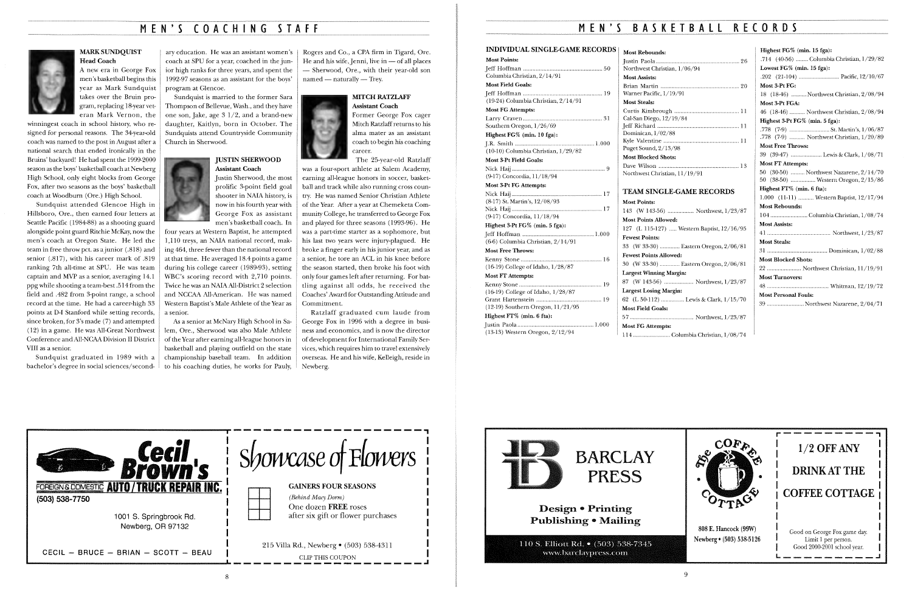## MEN'S COACHING STAFF

**MARK SUNDQUIST**
**Head Coach**

A new era in George Fox men's basketball begins this year as Mark Sundquist takes over the Bruin program, replacing 18-year veteran Mark Vernon, the winningest coach in school history, who resigned for personal reasons. The 34-year-old coach was named to the post in August after a national search that ended ironically in the Bruins' backyard! He had spent the 1999-2000 season as the boys' basketball coach at Newberg High School, only eight blocks from George Fox, after two seasons as the boys' basketball coach at Woodburn (Ore.) High School.

Sundquist attended Glencoe High in Hillsboro, Ore., then earned four letters at Seattle Pacific (1984-88) as a shooting guard alongside point guard Ritchie McKay, now the men's coach at Oregon State. He led the team in free throw pct. as a junior (.818) and senior (.817), with his career mark of .819 ranking 7th all-time at SPU. He was team captain and MVP as a senior, averaging 14.1 ppg while shooting a team-best .514 from the field and .482 from 3-point range, a school record at the time. He had a career-high 33 points at D-I Stanford while setting records, since broken, for 3's made (7) and attempted (12) in a game. He was All-Great Northwest Conference and All-NCAA Division II District VIII as a senior.

Sundquist graduated in 1989 with a bachelor's degree in social sciences/secondary education. He was an assistant women's coach at SPU for a year, coached in the junior high ranks for three years, and spent the 1992-97 seasons as an assistant for the boys' program at Glencoe.

Sundquist is married to the former Sara Thompson of Bellevue, Wash., and they have one son, Jake, age 3 1/2, and a brand-new daughter, Kaitlyn, born in October. The Sundquists attend Countryside Community Church in Sherwood.

**JUSTIN SHERWOOD**
**Assistant Coach**

Justin Sherwood, the most prolific 3-point field goal shooter in NAIA history, is now in his fourth year with George Fox as assistant men's basketball coach.

During four years at Western Baptist, he attempted 1,110 treys, an NAIA national record, making 464, three fewer than the national record at that time. He averaged 18.4 points a game during his college career (1989-93), setting WBC's scoring record with 2,710 points. Twice he was an NAIA All-District 2 selection and NCCAA All-American. He was named Western Baptist's Male Athlete of the Year as a senior.

As a senior at McNary High School in Salem, Ore., Sherwood was also Male Athlete of the Year after earning all-league honors in basketball and playing outfield on the state championship baseball team. In addition to his coaching duties, he works for Pauly, Rogers and Co., a CPA firm in Tigard, Ore. He and his wife, Jenni, live in — of all places — Sherwood, Ore., with their year-old son named — naturally — Trey.

**MITCH RATZLAFF**
**Assistant Coach**

Former George Fox cager Mitch Ratzlaff returns to his alma mater as an assistant coach to begin his coaching career.

The 25-year-old Ratzlaff was a four-sport athlete at Salem Academy, earning all-league honors in soccer, basketball and track while also running cross country. He was named Senior Christian Athlete of the Year. After a year at Chemeketa Community College, he transferred to George Fox and played for three seasons (1993-96). He was a part-time starter as a sophomore, but his last two years were injury-plagued. He broke a finger early in his junior year, and as a senior, he tore an ACL in his knee before the season started, then broke his foot with only four games left after returning. For battling against all odds, he received the Coaches' Award for Outstanding Attitude and Commitment.

Ratzlaff graduated cum laude from George Fox in 1996 with a degree in business and economics, and is now the director of development for International Family Services, which requires him to travel extensively overseas. He and his wife, Kelleigh, reside in Newberg.

---

**Cecil Brown's** FOREIGN & DOMESTIC AUTO/TRUCK REPAIR INC.
(503) 538-7750
1001 S. Springbrook Rd.
Newberg, OR 97132
CECIL — BRUCE — BRIAN — SCOTT — BEAU

**Showcase of Flowers**
GAINERS FOUR SEASONS
*(Behind Macy Dorm)*
One dozen **FREE** roses after six gift or flower purchases
215 Villa Rd., Newberg • (503) 538-4311
CLIP THIS COUPON

---

## MEN'S BASKETBALL RECORDS

### INDIVIDUAL SINGLE-GAME RECORDS

**Most Points:**
Jeff Hoffman ... 50
Columbia Christian, 2/14/91

**Most Field Goals:**
Jeff Hoffman ... 19
(19-24) Columbia Christian, 2/14/91

**Most FG Attempts:**
Larry Craven ... 31
Southern Oregon, 1/26/69

**Highest FG% (min. 10 fga):**
J.R. Smith ... 1.000
(10-10) Columbia Christian, 1/29/82

**Most 3-Pt Field Goals:**
Nick Haij ... 9
(9-17) Concordia, 11/18/94

**Most 3-Pt FG Attempts:**
Nick Haij ... 17
(8-17) St. Martin's, 12/08/93
Nick Haij ... 17
(9-17) Concordia, 11/18/94

**Highest 3-Pt FG% (min. 5 fga):**
Jeff Hoffman ... 1.000
(6-6) Columbia Christian, 2/14/91

**Most Free Throws:**
Kenny Stone ... 16
(16-19) College of Idaho, 1/28/87

**Most FT Attempts:**
Kenny Stone ... 19
(16-19) College of Idaho, 1/28/87
Grant Hartenstein ... 19
(12-19) Southern Oregon, 11/21/95

**Highest FT% (min. 6 fta):**
Justin Paola ... 1.000
(13-13) Western Oregon, 2/12/94

**Most Rebounds:**
Justin Paola ... 26
Northwest Christian, 1/06/94

**Most Assists:**
Brian Martin ... 20
Warner Pacific, 1/19/91

**Most Steals:**
Curtis Kimbrough ... 11
Cal-San Diego, 12/19/84
Jeff Richard ... 11
Dominican, 1/02/88
Kyle Valentine ... 11
Puget Sound, 2/13/98

**Most Blocked Shots:**
Dave Wilson ... 13
Northwest Christian, 11/19/91

### TEAM SINGLE-GAME RECORDS

**Most Points:**
143 (W 143-56) ... Northwest, 1/23/87

**Most Points Allowed:**
127 (L 115-127) ... Western Baptist, 12/16/95

**Fewest Points:**
33 (W 33-30) ... Eastern Oregon, 2/06/81

**Fewest Points Allowed:**
30 (W 33-30) ... Eastern Oregon, 2/06/81

**Largest Winning Margin:**
87 (W 143-56) ... Northwest, 1/23/87

**Largest Losing Margin:**
62 (L 50-112) ... Lewis & Clark, 1/15/70

**Most Field Goals:**
57 ... Northwest, 1/23/87

**Most FG Attempts:**
114 ... Columbia Christian, 1/08/74

**Highest FG% (min. 15 fga):**
.714 (40-56) ... Columbia Christian, 1/29/82

**Lowest FG% (min. 15 fga):**
.202 (21-104) ... Pacific, 12/10/67

**Most 3-Pt FG:**
18 (18-46) ... Northwest Christian, 2/08/94

**Most 3-Pt FGA:**
46 (18-46) ... Northwest Christian, 2/08/94

**Highest 3-Pt FG% (min. 5 fga):**
.778 (7-9) ... St. Martin's, 1/06/87
.778 (7-9) ... Northwest Christian, 1/20/89

**Most Free Throws:**
39 (39-47) ... Lewis & Clark, 1/08/71

**Most FT Attempts:**
50 (30-50) ... Northwest Nazarene, 2/14/70
50 (38-50) ... Western Oregon, 2/15/86

**Highest FT% (min. 6 fta):**
1.000 (11-11) ... Western Baptist, 12/17/94

**Most Rebounds:**
104 ... Columbia Christian, 1/08/74

**Most Assists:**
41 ... Northwest, 1/23/87

**Most Steals:**
31 ... Dominican, 1/02/88

**Most Blocked Shots:**
22 ... Northwest Christian, 11/19/91

**Most Turnovers:**
48 ... Whitman, 12/19/72

**Most Personal Fouls:**
39 ... Northwest Nazarene, 2/04/71

---

**BARCLAY PRESS**
Design • Printing
Publishing • Mailing
110 S. Elliott Rd. • (503) 538-7345
www.barclaypress.com

**The Coffee Cottage**
808 E. Hancock (99W)
Newberg • (503) 538-5126

**1/2 OFF ANY DRINK AT THE COFFEE COTTAGE**
Good on George Fox game day.
Limit 1 per person.
Good 2000-2001 school year.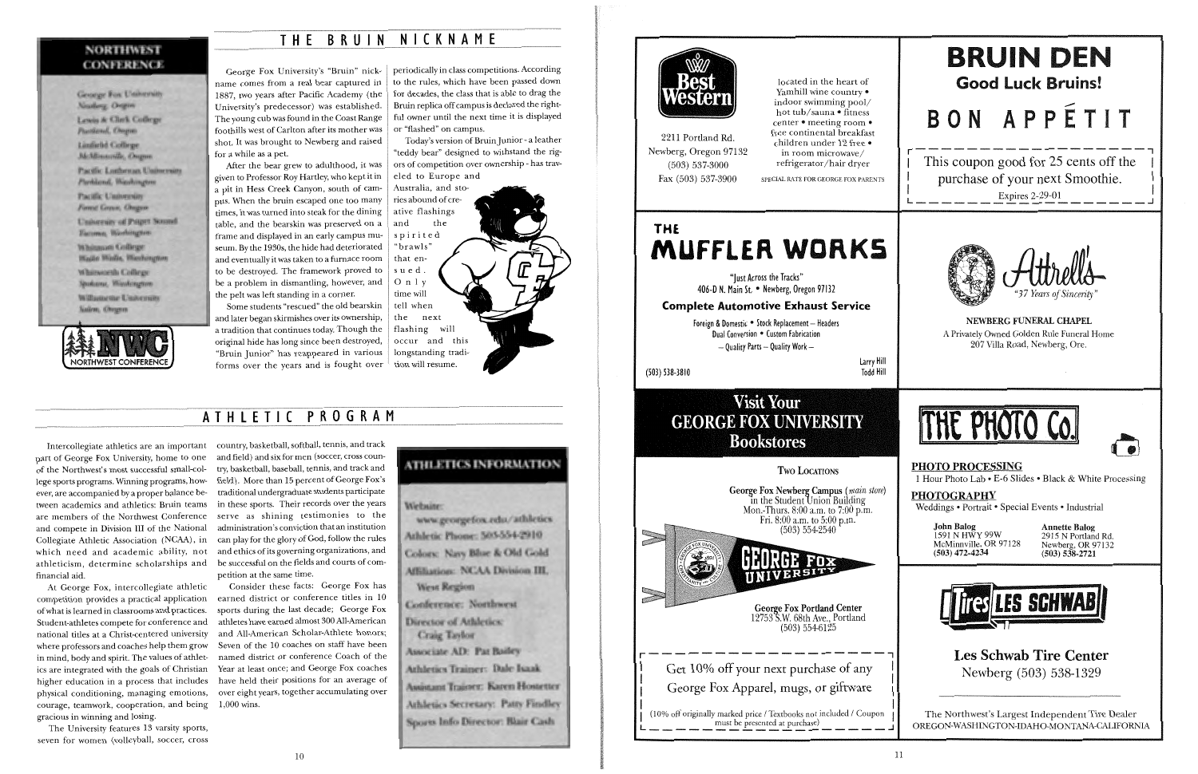## NORTHWEST CONFERENCE

George Fox University
Newberg, Oregon

Lewis & Clark College
Portland, Oregon

Linfield College
McMinnville, Oregon

Pacific Lutheran University
Parkland, Washington

Pacific University
Forest Grove, Oregon

University of Puget Sound
Tacoma, Washington

Whitman College
Walla Walla, Washington

Whitworth College
Spokane, Washington

Willamette University
Salem, Oregon

NWC NORTHWEST CONFERENCE

## THE BRUIN NICKNAME

George Fox University's "Bruin" nickname comes from a real bear captured in 1887, two years after Pacific Academy (the University's predecessor) was established. The young cub was found in the Coast Range foothills west of Carlton after its mother was shot. It was brought to Newberg and raised for a while as a pet.

After the bear grew to adulthood, it was given to Professor Roy Hartley, who kept it in a pit in Hess Creek Canyon, south of campus. When the bruin escaped one too many times, it was turned into steak for the dining table, and the bearskin was preserved on a frame and displayed in an early campus museum. By the 1930s, the hide had deteriorated and eventually it was taken to a furnace room to be destroyed. The framework proved to be a problem in dismantling, however, and the pelt was left standing in a corner.

Some students "rescued" the old bearskin and later began skirmishes over its ownership, a tradition that continues today. Though the original hide has long since been destroyed, "Bruin Junior" has reappeared in various forms over the years and is fought over periodically in class competitions. According to the rules, which have been passed down for decades, the class that is able to drag the Bruin replica off campus is declared the rightful owner until the next time it is displayed or "flashed" on campus.

Today's version of Bruin Junior - a leather "teddy bear" designed to withstand the rigors of competition over ownership - has traveled to Europe and Australia, and stories abound of creative flashings and the spirited "brawls" that ensued. Only time will tell when the next flashing will occur and this longstanding tradition will resume.

## ATHLETIC PROGRAM

Intercollegiate athletics are an important part of George Fox University, home to one of the Northwest's most successful small-college sports programs. Winning programs, however, are accompanied by a proper balance between academics and athletics: Bruin teams are members of the Northwest Conference and compete in Division III of the National Collegiate Athletic Association (NCAA), in which need and academic ability, not athleticism, determine scholarships and financial aid.

At George Fox, intercollegiate athletic competition provides a practical application of what is learned in classrooms and practices. Student-athletes compete for conference and national titles at a Christ-centered university where professors and coaches help them grow in mind, body and spirit. The values of athletics are integrated with the goals of Christian higher education in a process that includes physical conditioning, managing emotions, courage, teamwork, cooperation, and being gracious in winning and losing.

The University features 13 varsity sports, seven for women (volleyball, soccer, cross country, basketball, softball, tennis, and track and field) and six for men (soccer, cross country, basketball, baseball, tennis, and track and field). More than 15 percent of George Fox's traditional undergraduate students participate in these sports. Their records over the years serve as shining testimonies to the administration's conviction that an institution can play for the glory of God, follow the rules and ethics of its governing organizations, and be successful on the fields and courts of competition at the same time.

Consider these facts: George Fox has earned district or conference titles in 10 sports during the last decade; George Fox athletes have earned almost 300 All-American and All-American Scholar-Athlete honors; Seven of the 10 coaches on staff have been named district or conference Coach of the Year at least once; and George Fox coaches have held their positions for an average of over eight years, together accumulating over 1,000 wins.

### ATHLETICS INFORMATION

Website:
www.georgefox.edu/athletics

Athletic Phone: 503-554-2910

Colors: Navy Blue & Old Gold

Affiliations: NCAA Division III, West Region

Conference: Northwest

Director of Athletics: Craig Taylor

Associate AD: Pat Bailey

Athletics Trainer: Dale Isaak

Assistant Trainer: Karen Hostetter

Athletics Secretary: Patty Findley

Sports Info Director: Blair Cash

---

**Best Western**

2211 Portland Rd.
Newberg, Oregon 97132
(503) 537-3000
Fax (503) 537-3900

located in the heart of Yamhill wine country • indoor swimming pool/ hot tub/sauna • fitness center • meeting room • free continental breakfast children under 12 free • in room microwave/ refrigerator/hair dryer

SPECIAL RATE FOR GEORGE FOX PARENTS

---

# BRUIN DEN

**Good Luck Bruins!**

**BON APPÉTIT**

This coupon good for 25 cents off the purchase of your next Smoothie.
Expires 2-29-01

---

**THE MUFFLER WORKS**

"Just Across the Tracks"
406-D N. Main St. • Newberg, Oregon 97132

**Complete Automotive Exhaust Service**

Foreign & Domestic • Stock Replacement – Headers
Dual Conversion • Custom Fabrication
– Quality Parts – Quality Work –

(503) 538-3810

Larry Hill
Todd Hill

---

**Attrell's**
"37 Years of Sincerity"

**NEWBERG FUNERAL CHAPEL**
A Privately Owned Golden Rule Funeral Home
207 Villa Road, Newberg, Ore.

---

**Visit Your GEORGE FOX UNIVERSITY Bookstores**

TWO LOCATIONS

George Fox Newberg Campus (*main store*)
in the Student Union Building
Mon.-Thurs. 8:00 a.m. to 7:00 p.m.
Fri. 8:00 a.m. to 5:00 p.m.
(503) 554-2540

GEORGE FOX UNIVERSITY

George Fox Portland Center
12753 S.W. 68th Ave., Portland
(503) 554-6125

Get 10% off your next purchase of any George Fox Apparel, mugs, or giftware

(10% off originally marked price / Textbooks not included / Coupon must be presented at purchase)

---

**THE PHOTO Co.**

**PHOTO PROCESSING**
1 Hour Photo Lab • E-6 Slides • Black & White Processing

**PHOTOGRAPHY**
Weddings • Portrait • Special Events • Industrial

**John Balog**
1591 N HWY 99W
McMinnville, OR 97128
**(503) 472-4234**

**Annette Balog**
2915 N Portland Rd.
Newberg, OR 97132
**(503) 538-2721**

---

**Tires LES SCHWAB**

**Les Schwab Tire Center**
Newberg (503) 538-1329

The Northwest's Largest Independent Tire Dealer
OREGON-WASHINGTON-IDAHO-MONTANA-CALIFORNIA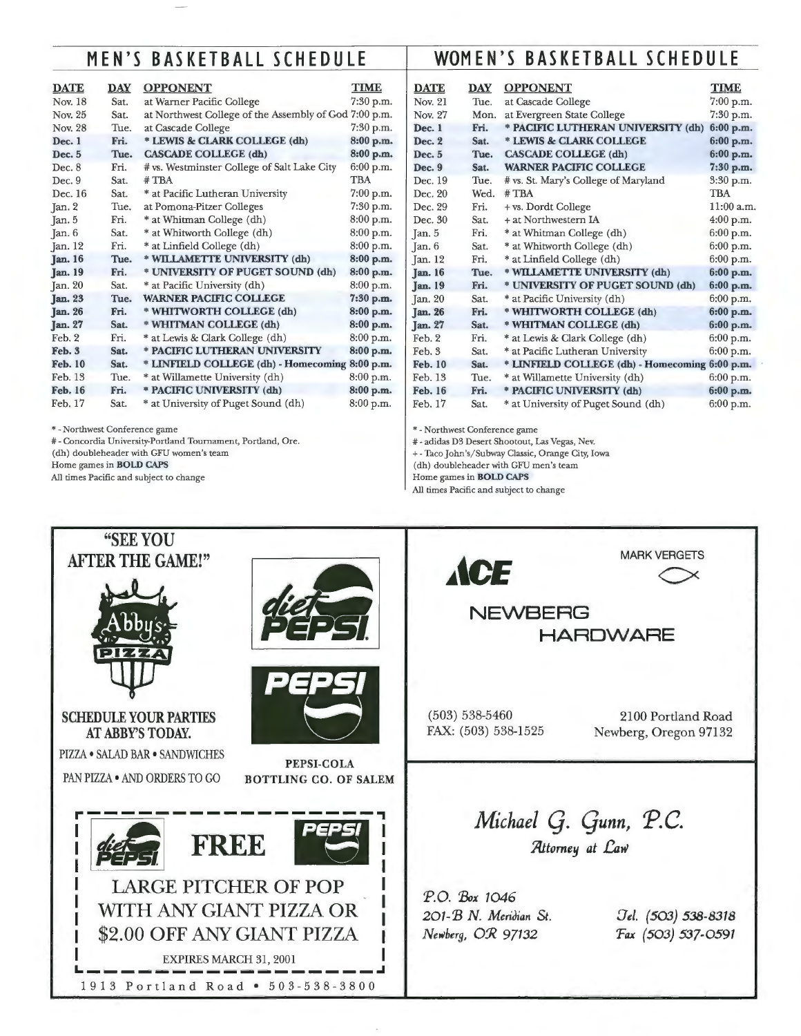## MEN'S BASKETBALL SCHEDULE

| DATE | DAY | OPPONENT | TIME |
|---|---|---|---|
| Nov. 18 | Sat. | at Warner Pacific College | 7:30 p.m. |
| Nov. 25 | Sat. | at Northwest College of the Assembly of God | 7:00 p.m. |
| Nov. 28 | Tue. | at Cascade College | 7:30 p.m. |
| **Dec. 1** | **Fri.** | *** LEWIS & CLARK COLLEGE (dh)** | **8:00 p.m.** |
| **Dec. 5** | **Tue.** | **CASCADE COLLEGE (dh)** | **8:00 p.m.** |
| Dec. 8 | Fri. | # vs. Westminster College of Salt Lake City | 6:00 p.m. |
| Dec. 9 | Sat. | # TBA | TBA |
| Dec. 16 | Sat. | * at Pacific Lutheran University | 7:00 p.m. |
| Jan. 2 | Tue. | at Pomona-Pitzer Colleges | 7:30 p.m. |
| Jan. 5 | Fri. | * at Whitman College (dh) | 8:00 p.m. |
| Jan. 6 | Sat. | * at Whitworth College (dh) | 8:00 p.m. |
| Jan. 12 | Fri. | * at Linfield College (dh) | 8:00 p.m. |
| **Jan. 16** | **Tue.** | *** WILLAMETTE UNIVERSITY (dh)** | **8:00 p.m.** |
| **Jan. 19** | **Fri.** | *** UNIVERSITY OF PUGET SOUND (dh)** | **8:00 p.m.** |
| Jan. 20 | Sat. | * at Pacific University (dh) | 8:00 p.m. |
| **Jan. 23** | **Tue.** | **WARNER PACIFIC COLLEGE** | **7:30 p.m.** |
| **Jan. 26** | **Fri.** | *** WHITWORTH COLLEGE (dh)** | **8:00 p.m.** |
| **Jan. 27** | **Sat.** | *** WHITMAN COLLEGE (dh)** | **8:00 p.m.** |
| Feb. 2 | Fri. | * at Lewis & Clark College (dh) | 8:00 p.m. |
| **Feb. 3** | **Sat.** | *** PACIFIC LUTHERAN UNIVERSITY** | **8:00 p.m.** |
| **Feb. 10** | **Sat.** | *** LINFIELD COLLEGE (dh) - Homecoming** | **8:00 p.m.** |
| Feb. 13 | Tue. | * at Willamette University (dh) | 8:00 p.m. |
| **Feb. 16** | **Fri.** | *** PACIFIC UNIVERSITY (dh)** | **8:00 p.m.** |
| Feb. 17 | Sat. | * at University of Puget Sound (dh) | 8:00 p.m. |

* - Northwest Conference game
# - Concordia University-Portland Tournament, Portland, Ore.
(dh) doubleheader with GFU women's team
Home games in **BOLD CAPS**
All times Pacific and subject to change

## WOMEN'S BASKETBALL SCHEDULE

| DATE | DAY | OPPONENT | TIME |
|---|---|---|---|
| Nov. 21 | Tue. | at Cascade College | 7:00 p.m. |
| Nov. 27 | Mon. | at Evergreen State College | 7:30 p.m. |
| **Dec. 1** | **Fri.** | *** PACIFIC LUTHERAN UNIVERSITY (dh)** | **6:00 p.m.** |
| **Dec. 2** | **Sat.** | *** LEWIS & CLARK COLLEGE** | **6:00 p.m.** |
| **Dec. 5** | **Tue.** | **CASCADE COLLEGE (dh)** | **6:00 p.m.** |
| **Dec. 9** | **Sat.** | **WARNER PACIFIC COLLEGE** | **7:30 p.m.** |
| Dec. 19 | Tue. | # vs. St. Mary's College of Maryland | 3:30 p.m. |
| Dec. 20 | Wed. | # TBA | TBA |
| Dec. 29 | Fri. | + vs. Dordt College | 11:00 a.m. |
| Dec. 30 | Sat. | + at Northwestern IA | 4:00 p.m. |
| Jan. 5 | Fri. | * at Whitman College (dh) | 6:00 p.m. |
| Jan. 6 | Sat. | * at Whitworth College (dh) | 6:00 p.m. |
| Jan. 12 | Fri. | * at Linfield College (dh) | 6:00 p.m. |
| **Jan. 16** | **Tue.** | *** WILLAMETTE UNIVERSITY (dh)** | **6:00 p.m.** |
| **Jan. 19** | **Fri.** | *** UNIVERSITY OF PUGET SOUND (dh)** | **6:00 p.m.** |
| Jan. 20 | Sat. | * at Pacific University (dh) | 6:00 p.m. |
| **Jan. 26** | **Fri.** | *** WHITWORTH COLLEGE (dh)** | **6:00 p.m.** |
| **Jan. 27** | **Sat.** | *** WHITMAN COLLEGE (dh)** | **6:00 p.m.** |
| Feb. 2 | Fri. | * at Lewis & Clark College (dh) | 6:00 p.m. |
| Feb. 3 | Sat. | * at Pacific Lutheran University | 6:00 p.m. |
| **Feb. 10** | **Sat.** | *** LINFIELD COLLEGE (dh) - Homecoming** | **6:00 p.m.** |
| Feb. 13 | Tue. | * at Willamette University (dh) | 6:00 p.m. |
| **Feb. 16** | **Fri.** | *** PACIFIC UNIVERSITY (dh)** | **6:00 p.m.** |
| Feb. 17 | Sat. | * at University of Puget Sound (dh) | 6:00 p.m. |

* - Northwest Conference game
# - adidas D3 Desert Shootout, Las Vegas, Nev.
+ - Taco John's/Subway Classic, Orange City, Iowa
(dh) doubleheader with GFU men's team
Home games in **BOLD CAPS**
All times Pacific and subject to change

**"SEE YOU AFTER THE GAME!"**

Abby's PIZZA

**SCHEDULE YOUR PARTIES AT ABBY'S TODAY.**

PIZZA • SALAD BAR • SANDWICHES
PAN PIZZA • AND ORDERS TO GO

diet PEPSI

PEPSI

**PEPSI-COLA BOTTLING CO. OF SALEM**

diet PEPSI **FREE** PEPSI

LARGE PITCHER OF POP WITH ANY GIANT PIZZA OR $2.00 OFF ANY GIANT PIZZA

EXPIRES MARCH 31, 2001

1913 Portland Road • 503-538-3800

ACE

MARK VERGETS

NEWBERG HARDWARE

(503) 538-5460
FAX: (503) 538-1525

2100 Portland Road
Newberg, Oregon 97132

*Michael G. Gunn, P.C.*
*Attorney at Law*

*P.O. Box 1046*
*201-B N. Meridian St.*
*Newberg, OR 97132*

*Tel. (503) 538-8318*
*Fax (503) 537-0591*